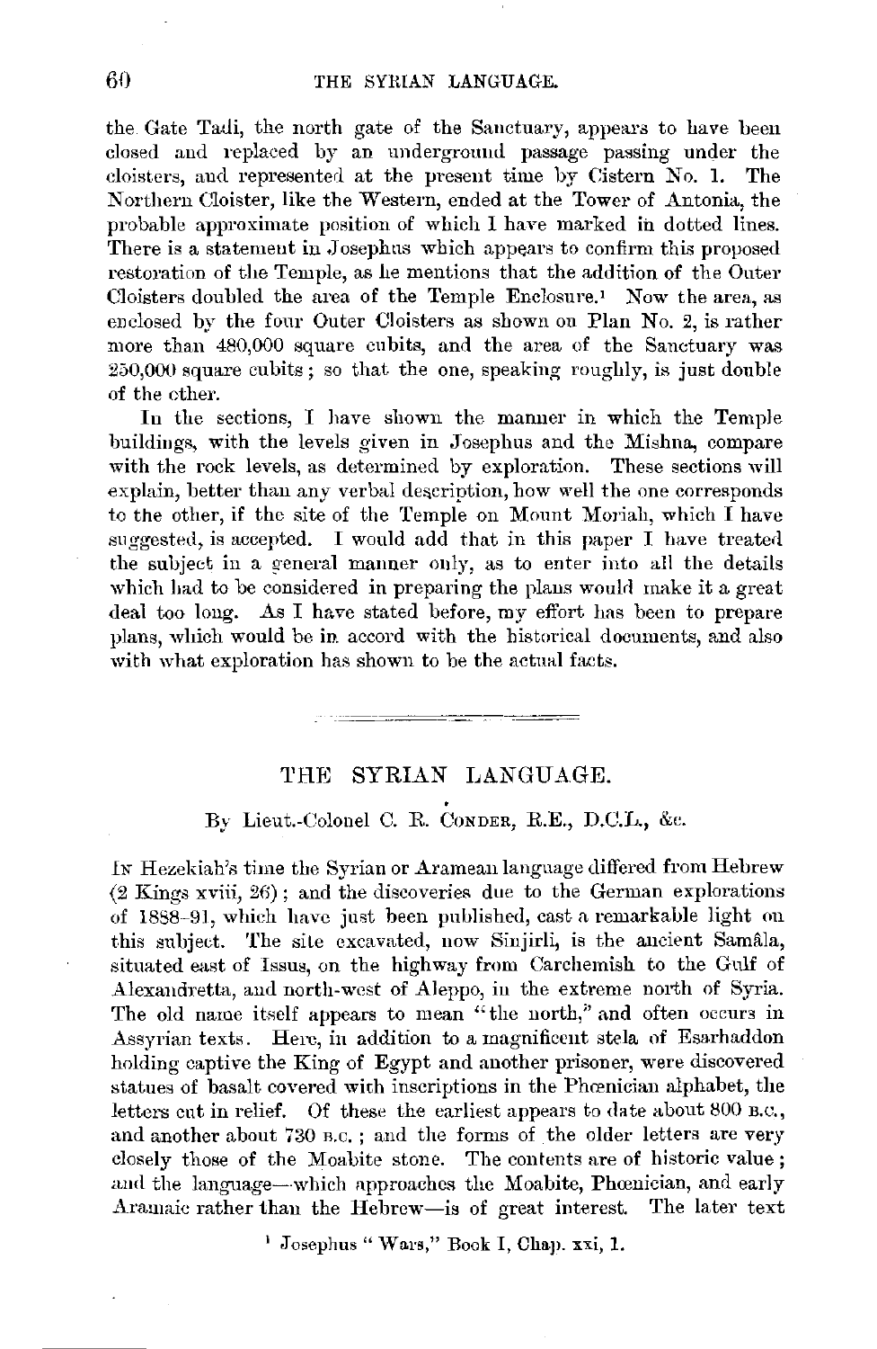the Gate Tadi, the north gate of the Sanctuary, appears to have been closed and replaced by an underground passage passing under the cloisters, and represented at the present time by Cistern No. 1. The Northern Cloister, like the Western, ended at the Tower of Antonia, the probable approximate position of which I have marked in dotted lines. There is a statement in Josephus which appears to confirm this proposed restoration of the Temple, as he mentions that the addition of the Outer Cloisters doubled the area of the Temple Enclosure.[1] Now the area, as enclosed by the four Outer Cloisters as shown on Plan No. 2, is rather more than 480,000 square cubits, and the area of the Sanctuary was 250,000 square cubits; so that the one, speaking roughly, is just double of the other.

In the sections, I have shown the manner in which the Temple buildings, with the levels given in Josephus and the Mishna, compare with the rock levels, as determined by exploration. These sections will explain, better than any verbal description, how well the one corresponds to the other, if the site of the Temple on Mount Moriah, which I have suggested, is accepted. I would add that in this paper I have treated the subject in a general manner only, as to enter into all the details which had to be considered in preparing the plans would make it a great deal too long. As I have stated before, my effort has been to prepare plans, which would be in accord with the historical documents, and also with what exploration has shown to be the actual facts.

---

# THE SYRIAN LANGUAGE.

By Lieut.-Colonel C. R. Conder, R.E., D.C.L., &c.

In Hezekiah's time the Syrian or Aramean language differed from Hebrew (2 Kings xviii, 26); and the discoveries due to the German explorations of 1888–91, which have just been published, cast a remarkable light on this subject. The site excavated, now Sinjirli, is the ancient Samâla, situated east of Issus, on the highway from Carchemish to the Gulf of Alexandretta, and north-west of Aleppo, in the extreme north of Syria. The old name itself appears to mean "the north," and often occurs in Assyrian texts. Here, in addition to a magnificent stela of Esarhaddon holding captive the King of Egypt and another prisoner, were discovered statues of basalt covered with inscriptions in the Phœnician alphabet, the letters cut in relief. Of these the earliest appears to date about 800 B.C., and another about 730 B.C.; and the forms of the older letters are very closely those of the Moabite stone. The contents are of historic value; and the language—which approaches the Moabite, Phœnician, and early Aramaic rather than the Hebrew—is of great interest. The later text

[1] Josephus "Wars," Book I, Chap. xxi, 1.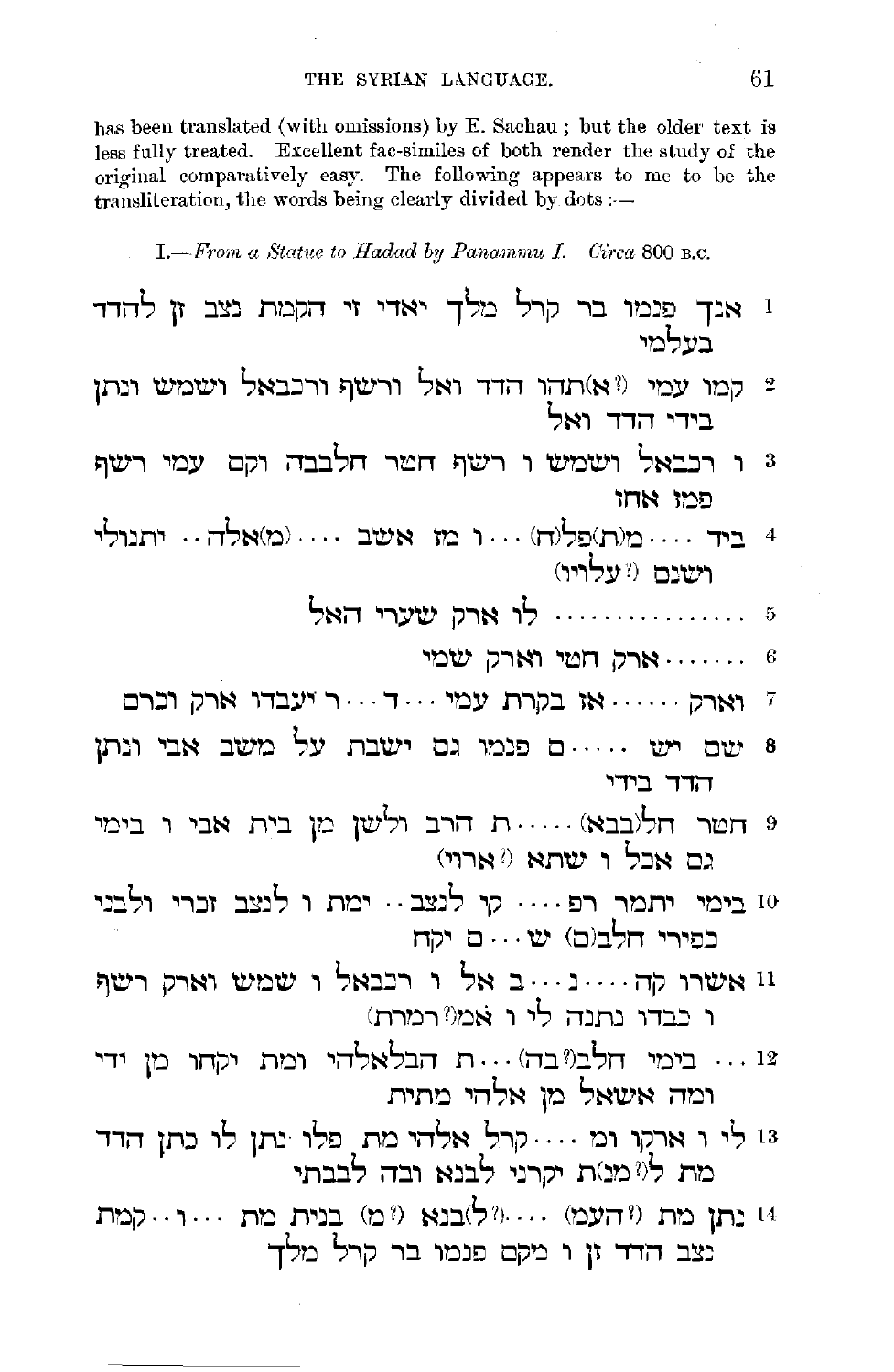has been translated (with omissions) by E. Sachau; but the older text is less fully treated. Excellent fac-similes of both render the study of the original comparatively easy. The following appears to me to be the transliteration, the words being clearly divided by dots :—

I.—*From a Statue to Hadad by Panammu I. Circa* 800 B.C.

1 אנך פנמו בר קרל מלך יאדי זי הקמת נצב זן להדד בעלמי

2 קמו עמי (? א)תהו הדד ואל ורשף ורכבאל ושמש ונתן בידי הדד ואל

3 ו רכבאל ושמש ו רשף חטר חלבבה וקם עמי רשף פמז אחז

4 ביד .... מ(ת)פל(ח) .... ו מז אשב .... (מ)אלה .. יתנולי ושנם (? עליו)

5 ................ לו ארק שערי האל

6 ........ ארק חטי וארק שמי

7 וארק ...... אז בקרת עמי .... ד .... ר יעבדו ארק וכרם

8 שם יש ...... ם פנמו גם ישבת על משב אבי ונתן הדד בידי

9 חטר חל(בבא) ...... ת חרב ולשן מן בית אבי ו בימי גם אכל ו שתא (? ארוי)

10 בימי יתמר רפ .... קן לנצב .. ימת ו לנצב זכרי ולבני כפירי חלב(ם) ש ... ם יקח

11 אשרו קה .... נ .... ב אל ו רכבאל ו שמש וארק רשף ו כבדו נתנה לי ו אמ(? רמרת)

12 ... בימי חלב(? בה) ... ת הבלאלהי ומת יקחו מן ידי ומה אשאל מן אלהי מתית

13 לי ו ארקו ומ .... קרל אלהי מת פלו נתן לו כתן הדד מת ל(? מנ)ת יקרני לבנא ובה לבבתי

14 נתן מת (? העמ) .... (? ל)בנא (? מ) בנית מת .... ו .. קמת נצב הדד זן ו מקם פנמו בר קרל מלך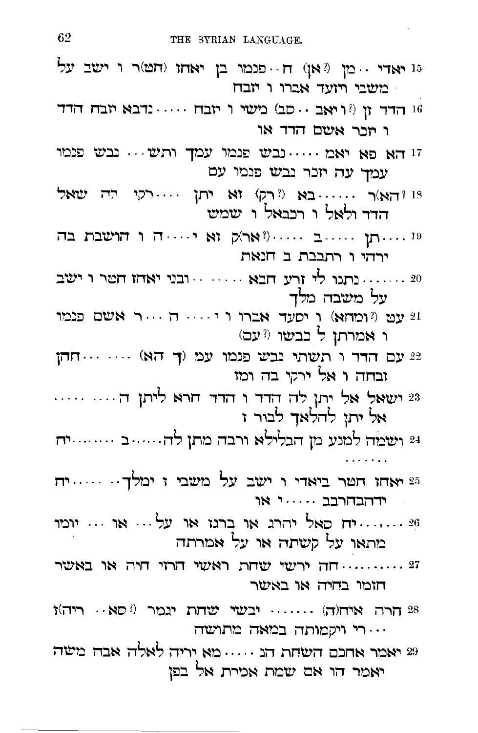15 יאדי ‥ מן (?אן) ח‥ פנמו בן יאחז (חט)ר ו ישב על
 משבי ויזעד אברו ו יזבח

16 הדד זן (?ו יאב ‥ סב) משי ו יזבח ‥‥‥ נדבא יזבח הדד
 ו יזכר אשם הדד או

17 הא פא יאמ ‥‥‥ נבש פנמו עמך ותש ‥‥ נבש פנמו
 עמך עה יזכר נבש פנמו עם

18 ?הא(ר ‥‥‥‥ בא (?רק) זא יתן ‥‥‥ רקי יה שאל
 הדד ולאל ו רכבאל ו שמש

19 ‥‥‥ תן ‥‥‥‥ ב ‥‥‥‥ (?אר)ק זא י ‥‥‥ ה ו הושבת בה
 ירהי ו רתבבת ב חנאת

20 ‥‥‥‥‥‥ נתנו לי זרע חבא ‥‥‥‥ ‥‥ ובני יאחז חטר ו ישב
 על משבה מלך

21 עט (?ומחא) ו יסעד אברו ו י ‥‥‥ ה ‥‥ ר אשם פנמו
 ו אמרתן ל כבשו (?עם)

22 עם הדד ו תשתי נבש פנמו עמ (ך הא) ‥‥‥ ‥‥‥ חהן
 זבחה ו אל ירקי בה ומז

23 ישאל אל יתן לה הדד ו הדד חרא ליתן ה ‥‥‥ ‥‥‥
 אל יתן להלאך לבור ז

24 ושמה למנע מן הבלילא ורבה מתן לה‥‥‥ב ‥‥‥‥‥‥ יח
 ‥‥‥‥

25 יאחז חטר ביאדי ו ישב על משבי ז ימלך‥ ‥‥‥ יח
 ידהבחרבב ‥‥‥ י או

26 ‥‥‥‥‥ יח סאל יהרג או ברגז או על‥‥ או ‥‥ יומו
 מתאו על קשתה או על אמרתה

27 ‥‥‥‥‥‥‥ חה ירשי שחת ראשי הרזי חיה או באשר
 חזמו בחיה או באשר

28 חרה איח(ה) ‥‥‥‥ יבשי שחת יגמר (?סא ‥ ריה)ז
 ‥‥ רי ויקמותה במאה מתושה

29 יאמר אחכם השחת הנ ‥‥‥ מא יריה לאלה אבה משה
 יאמר הו אם שמת אמרת אל בפן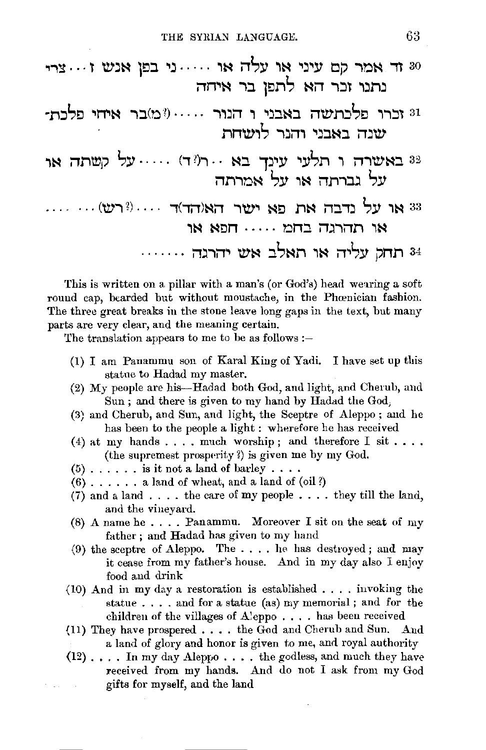30 זד אמר קם עיני או עלה או ····· ני בפן אנש ז ··· צרי
נתנו זכר הא לתפן בר איחה

31 זכרו פלכתשה באבני ו הנור ····· (?מ)בר איחי פלכת-
שנה באבני והנר לושחת

32 באשרה ו תלעי עינך בא ·· ר(?ד) ····· על קשתה או
על גברתה או על אמרתה

33 או על נדבה את פא ישר הא(הד)ד ···· (?רש) ··· ·····
או תהרגה בחמ ····· חפא או

34 תחק עליה או תאלב איש יהרגה ·······

This is written on a pillar with a man's (or God's) head wearing a soft round cap, bearded but without moustache, in the Phœnician fashion. The three great breaks in the stone leave long gaps in the text, but many parts are very clear, and the meaning certain.

The translation appears to me to be as follows :—

(1) I am Panammu son of Karal King of Yadi. I have set up this statue to Hadad my master.

(2) My people are his—Hadad both God, and light, and Cherub, and Sun ; and there is given to my hand by Hadad the God,

(3) and Cherub, and Sun, and light, the Sceptre of Aleppo ; and he has been to the people a light : wherefore he has received

(4) at my hands . . . . much worship ; and therefore I sit . . . . (the supremest prosperity ?) is given me by my God.

(5) . . . . . . is it not a land of barley . . . .

(6) . . . . . . a land of wheat, and a land of (oil ?)

(7) and a land . . . . the care of my people . . . . they till the land, and the vineyard.

(8) A name he . . . . Panammu. Moreover I sit on the seat of my father ; and Hadad has given to my hand

(9) the sceptre of Aleppo. The . . . . he has destroyed ; and may it cease from my father's house. And in my day also I enjoy food and drink

(10) And in my day a restoration is established . . . . invoking the statue . . . . and for a statue (as) my memorial ; and for the children of the villages of Aleppo . . . . has been received

(11) They have prospered . . . . the God and Cherub and Sun. And a land of glory and honor is given to me, and royal authority

(12) . . . . In my day Aleppo . . . . the godless, and much they have received from my hands. And do not I ask from my God gifts for myself, and the land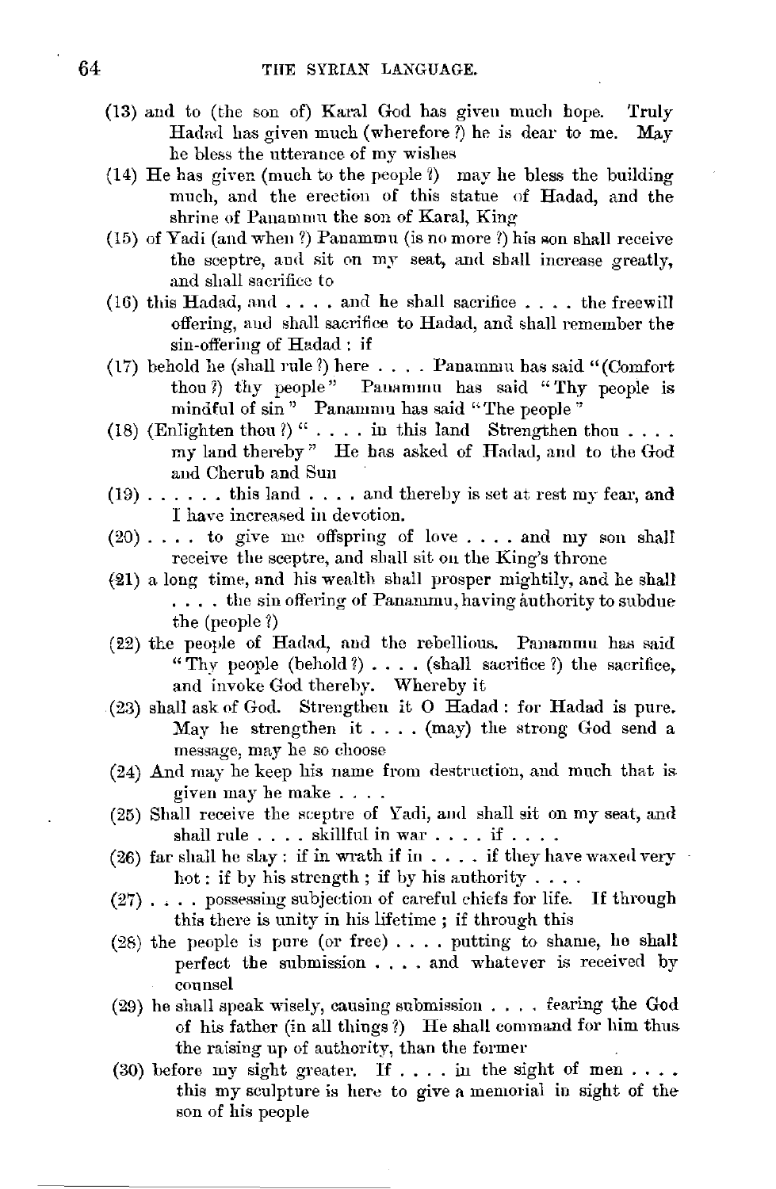(13) and to (the son of) Karal God has given much hope. Truly Hadad has given much (wherefore ?) he is dear to me. May he bless the utterance of my wishes

(14) He has given (much to the people ?) may he bless the building much, and the erection of this statue of Hadad, and the shrine of Panammu the son of Karal, King

(15) of Yadi (and when ?) Panammu (is no more ?) his son shall receive the sceptre, and sit on my seat, and shall increase greatly, and shall sacrifice to

(16) this Hadad, and . . . . and he shall sacrifice . . . . the freewill offering, and shall sacrifice to Hadad, and shall remember the sin-offering of Hadad : if

(17) behold he (shall rule ?) here . . . . Panammu has said "(Comfort thou ?) thy people" Panammu has said "Thy people is mindful of sin" Panammu has said "The people"

(18) (Enlighten thou ?) " . . . . in this land Strengthen thou . . . . my land thereby" He has asked of Hadad, and to the God and Cherub and Sun

(19) . . . . . . this land . . . . and thereby is set at rest my fear, and I have increased in devotion.

(20) . . . . to give me offspring of love . . . . and my son shall receive the sceptre, and shall sit on the King's throne

(21) a long time, and his wealth shall prosper mightily, and he shall . . . . the sin offering of Panammu, having authority to subdue the (people ?)

(22) the people of Hadad, and the rebellious. Panammu has said "Thy people (behold ?) . . . . (shall sacrifice ?) the sacrifice, and invoke God thereby. Whereby it

(23) shall ask of God. Strengthen it O Hadad : for Hadad is pure. May he strengthen it . . . . (may) the strong God send a message, may he so choose

(24) And may he keep his name from destruction, and much that is given may he make . . . .

(25) Shall receive the sceptre of Yadi, and shall sit on my seat, and shall rule . . . . skillful in war . . . . if . . . .

(26) far shall he slay : if in wrath if in . . . . if they have waxed very hot : if by his strength ; if by his authority . . . .

(27) . . . . possessing subjection of careful chiefs for life. If through this there is unity in his lifetime ; if through this

(28) the people is pure (or free) . . . . putting to shame, he shall perfect the submission . . . . and whatever is received by counsel

(29) he shall speak wisely, causing submission . . . . fearing the God of his father (in all things ?) He shall command for him thus the raising up of authority, than the former

(30) before my sight greater. If . . . . in the sight of men . . . . this my sculpture is here to give a memorial in sight of the son of his people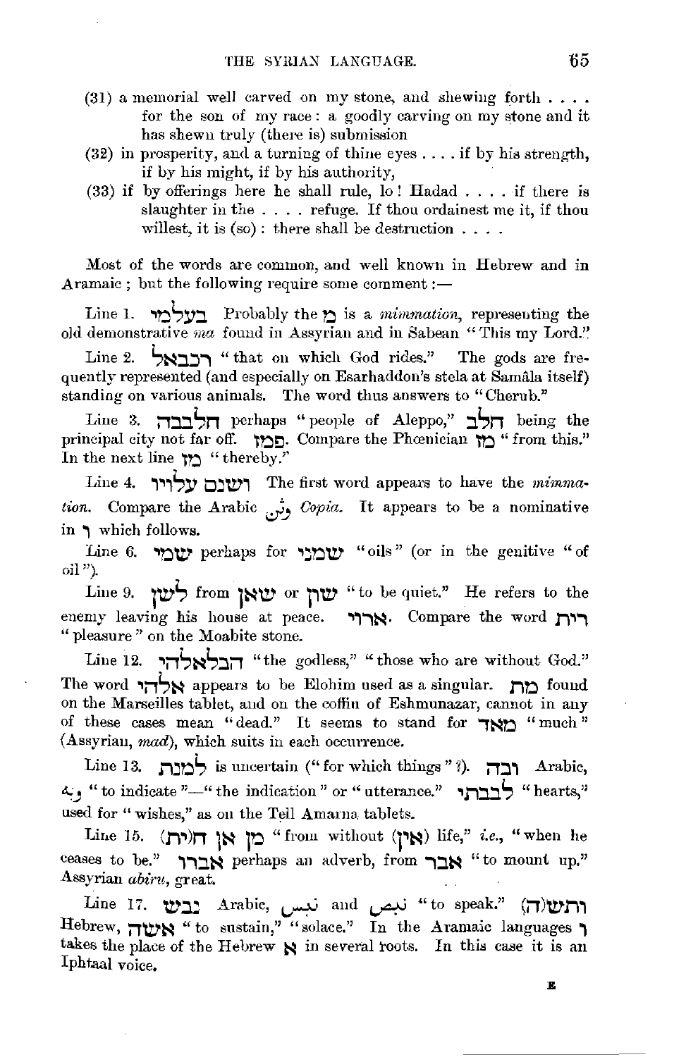(31) a memorial well carved on my stone, and shewing forth . . . . for the son of my race: a goodly carving on my stone and it has shewn truly (there is) submission

(32) in prosperity, and a turning of thine eyes . . . . if by his strength, if by his might, if by his authority,

(33) if by offerings here he shall rule, lo! Hadad . . . . if there is slaughter in the . . . . refuge. If thou ordainest me it, if thou willest, it is (so): there shall be destruction . . . .

Most of the words are common, and well known in Hebrew and in Aramaic; but the following require some comment:—

Line 1. בעלמי Probably the מ is a *mimmation*, representing the old demonstrative *ma* found in Assyrian and in Sabean "This my Lord."

Line 2. רכבאל "that on which God rides." The gods are frequently represented (and especially on Esarhaddon's stela at Samâla itself) standing on various animals. The word thus answers to "Cherub."

Line 3. חלבבה perhaps "people of Aleppo," חלב being the principal city not far off. פמן. Compare the Phœnician מן "from this." In the next line מן "thereby."

Line 4. ושנם עליור The first word appears to have the *mimmation*. Compare the Arabic وَثْن *Copia*. It appears to be a nominative in ו which follows.

Line 6. שמי perhaps for שמני "oils" (or in the genitive "of oil").

Line 9. לשן from שאן or שון "to be quiet." He refers to the enemy leaving his house at peace. ארוי. Compare the word רית "pleasure" on the Moabite stone.

Line 12. הבלאלהי "the godless," "those who are without God." The word אלהי appears to be Elohim used as a singular. מת found on the Marseilles tablet, and on the coffin of Eshmunazar, cannot in any of these cases mean "dead." It seems to stand for מאד "much" (Assyrian, *mad*), which suits in each occurrence.

Line 13. למנת is uncertain ("for which things"?). ובה Arabic, وبه "to indicate"—"the indication" or "utterance." לבבתי "hearts," used for "wishes," as on the Tell Amarna tablets.

Line 15. (מן אן ח(ית "from without (אין) life," *i.e.*, "when he ceases to be." אברו perhaps an adverb, from אבר "to mount up." Assyrian *abiru*, great.

Line 17. נבש Arabic, نبس and نبص "to speak." (ותש(ה Hebrew, אשה "to sustain," "solace." In the Aramaic languages ת takes the place of the Hebrew א in several roots. In this case it is an Iphtaal voice.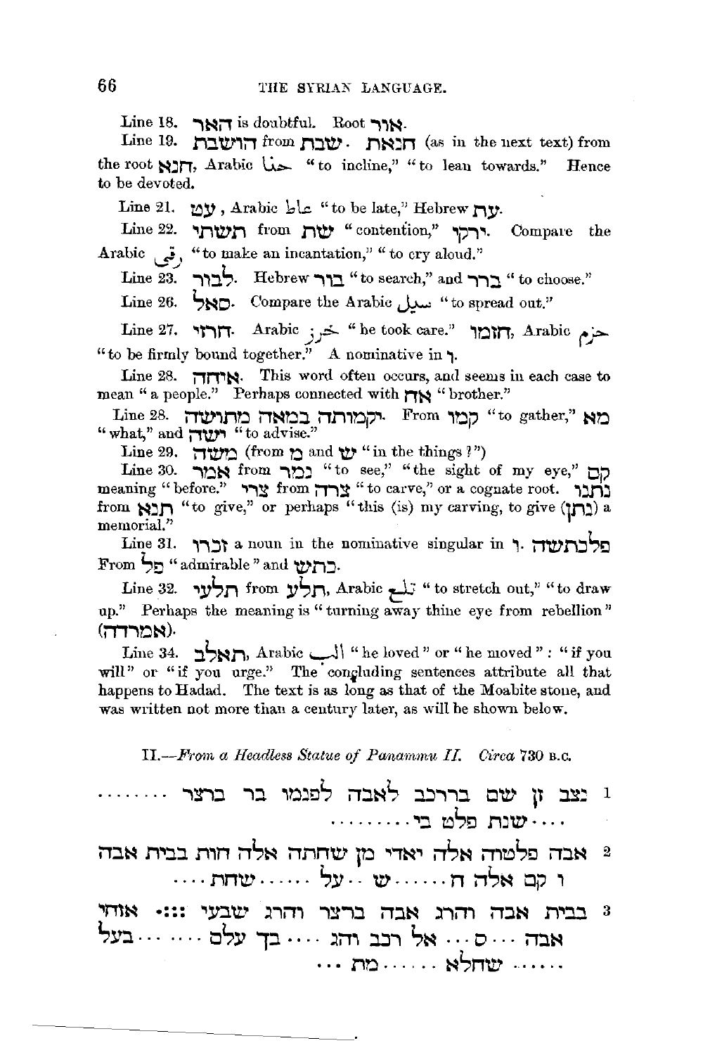Line 18. האר is doubtful. Root אור.

Line 19. הושבת from שבת. חנאת (as in the next text) from the root חנא, Arabic حنا "to incline," "to lean towards." Hence to be devoted.

Line 21. עט, Arabic عاط "to be late," Hebrew עת.

Line 22. תשתי from שת "contention," ירקי. Compare the Arabic رقى, "to make an incantation," "to cry aloud."

Line 23. לבור. Hebrew בור "to search," and ברר "to choose."

Line 26. סאל. Compare the Arabic سيل "to spread out."

Line 27. חרזי. Arabic خرز "he took care." חזמו, Arabic حزم "to be firmly bound together." A nominative in ו.

Line 28. איחה. This word often occurs, and seems in each case to mean "a people." Perhaps connected with אח "brother."

Line 28. יקמותה במאה מתושה. From קמו "to gather," מא "what," and ישה "to advise."

Line 29. משה (from מ and ש "in the things?")

Line 30. אמר from נמר "to see," "the sight of my eye," קם meaning "before." צרי from צרה "to carve," or a cognate root. נתנו from תנא "to give," or perhaps "this (is) my carving, to give (נתן) a memorial."

Line 31. זכרו a noun in the nominative singular in ו. פלכתשה From פל "admirable" and כתש.

Line 32. תלעי from תלע, Arabic تلع "to stretch out," "to draw up." Perhaps the meaning is "turning away thine eye from rebellion" (אמרדה).

Line 34. תאלב, Arabic ألب "he loved" or "he moved": "if you will" or "if you urge." The concluding sentences attribute all that happens to Hadad. The text is as long as that of the Moabite stone, and was written not more than a century later, as will be shown below.

*II.—From a Headless Statue of Panammu II. Circa 730 B.C.*

1 נצב זן שם בררכב לאבה לפנמו בר ברצר ........ ....שנת פלט בי.........

2 אבה פלטה אלה יאדי מן שחתה אלה חות בבית אבה ו קם אלה ה....... ש .. על ...... שחת ....

3 בבית אבה ברצר והרג שבעי ::: אוחי אבה ....ס .... אל רכב והג .... בך עלם ...... בעל ....... שחלא ...... מת ...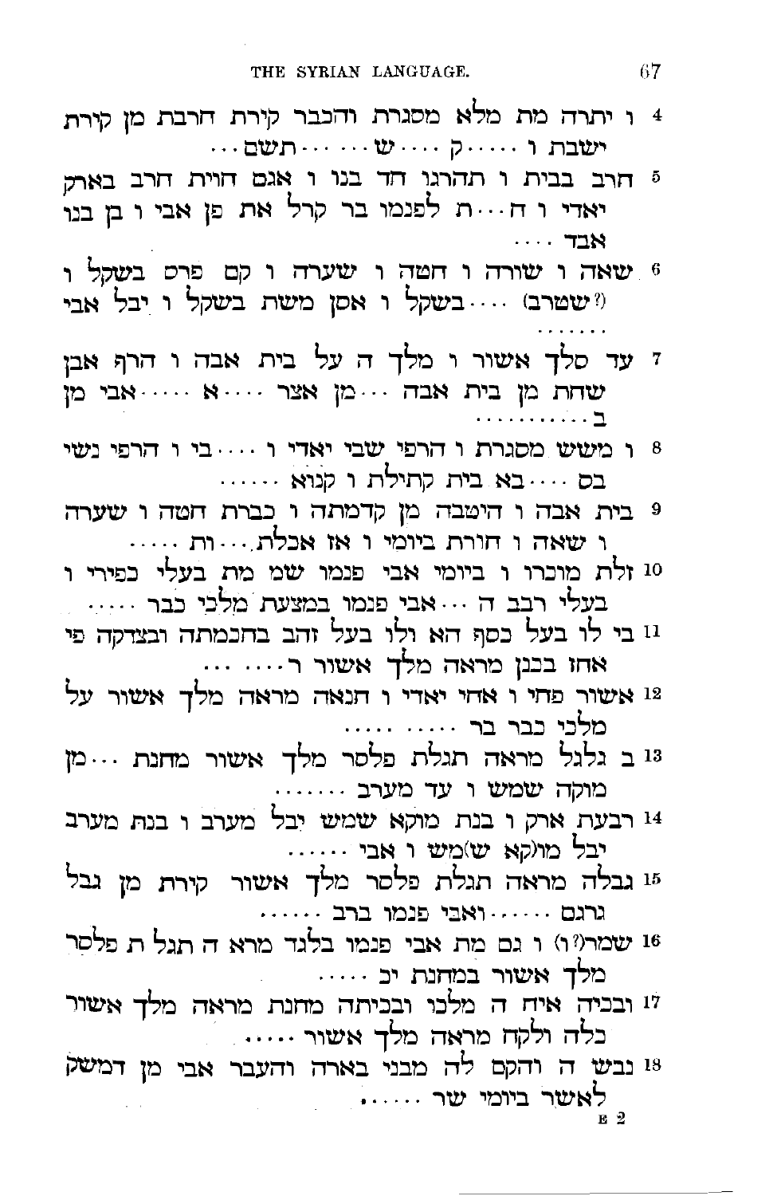4 ו יתרה מת מלא מסגרת והכבר קירת חרבת מן קירת ישבת ו ·····ק ····ש ·····תשם···

5 חרב בבית ו תהרגו חד בנו ו אגם הוית חרב בארק יאדי ו ח···ת לפנמו בר קרל את פן אבי ו בן בנו אבד ····

6 שאה ו שורה ו חטה ו שערה ו קם פרס בשקל ו (? שטרב) ····בשקל ו אסן משת בשקל ו יבל אבי ·······

7 עד סלך אשור ו מלך ה על בית אבה ו הרף אבן שחת מן בית אבה ···מן אצר ····א ·····אבי מן ב··········

8 ו מישש מסגרת ו הרפי שבי יאדי ו ····בי ו הרפי נשי בס ····בא בית קתילת ו קנוא ······

9 בית אבה ו הוטבה מן קדמתה ו כברת חטה ו שערה ו שאה ו חורת ביומי ו אז אכלת···ות ·····

10 זלת מוכרו ו ביומי אבי פנמו שמ מת בעלי כפירי ו בעלי רבב ה ···אבי פנמו במצעת מלכי כבר ·····

11 בי לו בעל כסף הא ולו בעל זהב בחכמתה ובצדקה פי אחז בכנן מראה מלך אשור ר····· ···

12 אשור פחי ו אחי יאדי ו תנאה מראה מלך אשור על מלכי כבר בר ······ ·····

13 ב גלגל מראה תגלת פלסר מלך אשור מחנת ···מן מוקה שמש ו עד מערב ·······

14 רבעת ארק ו בנת מוקא שמש יבל מערב ו בנת מערב יבל מו(קא ש)מש ו אבי ······

15 גבלה מראה תגלת פלסר מלך אשור קירת מן גבל גרגם ······ואבי פנמו ברב ······

16 שמר(? ו) ו גם מת אבי פנמו בלגד מרא ה תגל ת פלסר מלך אשור במחנת יב ·····

17 ובכיה איח ה מלכו ובכיתה מחנת מראה מלך אשור כלה ולקח מראה מלך אשור ·····

18 נבש ה והקם לה מבני בארה והעבר אבי מן דמשק לאשר ביומי שר ······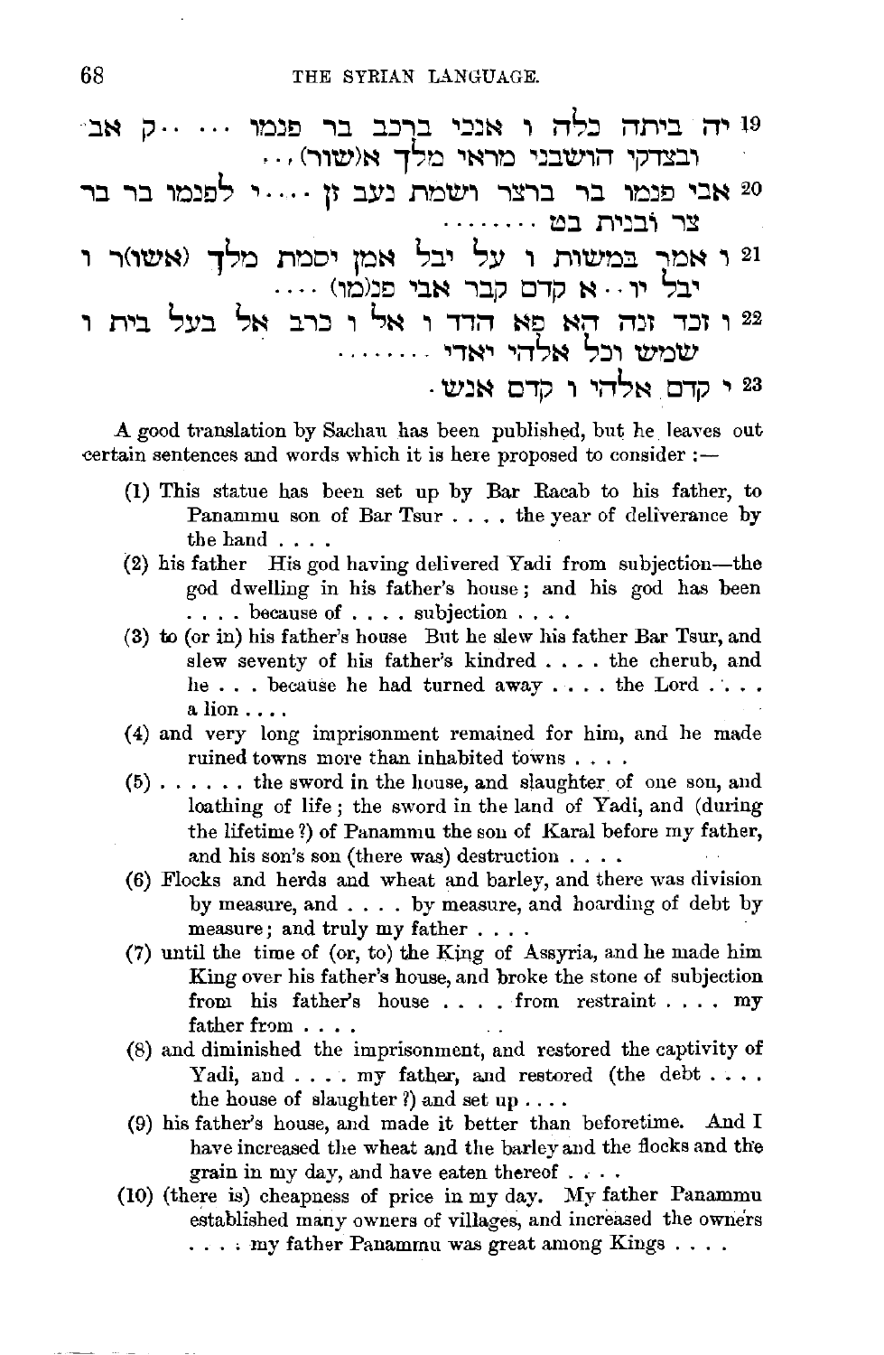19 יה ביתה כלה ו אנכי ברכב בר פנמו .... ..ק אב ובצדקי הושבני מראי מלך א(שור)...

20 אבי פנמו בר ברצר ושמת נעב זן ....י לפנמו בר בר צר ובנית בט ........

21 ו אמר במשות ו על יבל אמן יסמת מלך (אשו)ר ו יבל יו..א קדם קבר אבי פנ(מו) ....

22 ו זכד זנה הא פא הדד ו אל ו כרב אל בעל בית ו שמש וכל אלהי יאדי ........

23 י קדם אלהי ו קדם אנש.

A good translation by Sachau has been published, but he leaves out certain sentences and words which it is here proposed to consider:—

(1) This statue has been set up by Bar Racab to his father, to Panammu son of Bar Tsur .... the year of deliverance by the hand ....

(2) his father His god having delivered Yadi from subjection—the god dwelling in his father's house; and his god has been .... because of .... subjection ....

(3) to (or in) his father's house But he slew his father Bar Tsur, and slew seventy of his father's kindred .... the cherub, and he ... because he had turned away .... the Lord .... a lion ....

(4) and very long imprisonment remained for him, and he made ruined towns more than inhabited towns ....

(5) ...... the sword in the house, and slaughter of one son, and loathing of life; the sword in the land of Yadi, and (during the lifetime ?) of Panammu the son of Karal before my father, and his son's son (there was) destruction ....

(6) Flocks and herds and wheat and barley, and there was division by measure, and .... by measure, and hoarding of debt by measure; and truly my father ....

(7) until the time of (or, to) the King of Assyria, and he made him King over his father's house, and broke the stone of subjection from his father's house .... from restraint .... my father from ....

(8) and diminished the imprisonment, and restored the captivity of Yadi, and .... my father, and restored (the debt .... the house of slaughter ?) and set up ....

(9) his father's house, and made it better than beforetime. And I have increased the wheat and the barley and the flocks and the grain in my day, and have eaten thereof ....

(10) (there is) cheapness of price in my day. My father Panammu established many owners of villages, and increased the owners .... my father Panammu was great among Kings ....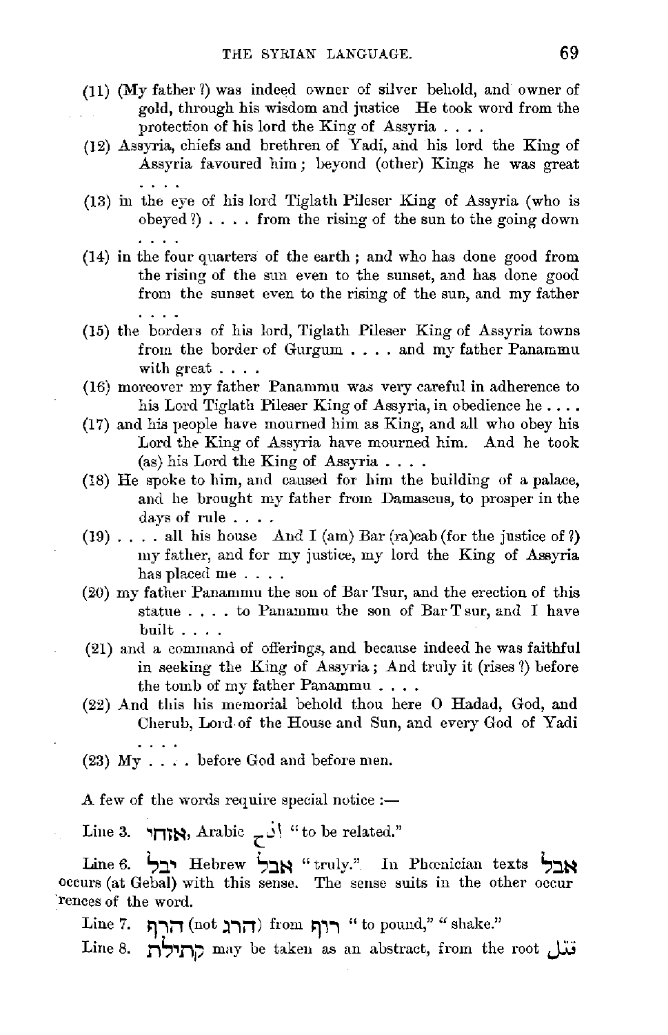(11) (My father ?) was indeed owner of silver behold, and owner of gold, through his wisdom and justice He took word from the protection of his lord the King of Assyria . . . .

(12) Assyria, chiefs and brethren of Yadi, and his lord the King of Assyria favoured him; beyond (other) Kings he was great . . . .

(13) in the eye of his lord Tiglath Pileser King of Assyria (who is obeyed ?) . . . . from the rising of the sun to the going down . . . .

(14) in the four quarters of the earth; and who has done good from the rising of the sun even to the sunset, and has done good from the sunset even to the rising of the sun, and my father . . . .

(15) the borders of his lord, Tiglath Pileser King of Assyria towns from the border of Gurgum . . . . and my father Panammu with great . . . .

(16) moreover my father Panammu was very careful in adherence to his Lord Tiglath Pileser King of Assyria, in obedience he . . . .

(17) and his people have mourned him as King, and all who obey his Lord the King of Assyria have mourned him. And he took (as) his Lord the King of Assyria . . . .

(18) He spoke to him, and caused for him the building of a palace, and he brought my father from Damascus, to prosper in the days of rule . . . .

(19) . . . . all his house And I (am) Bar (ra)cab (for the justice of ?) my father, and for my justice, my lord the King of Assyria has placed me . . . .

(20) my father Panammu the son of Bar Tsur, and the erection of this statue . . . . to Panammu the son of Bar Tsur, and I have built . . . .

(21) and a command of offerings, and because indeed he was faithful in seeking the King of Assyria; And truly it (rises ?) before the tomb of my father Panammu . . . .

(22) And this his memorial behold thou here O Hadad, God, and Cherub, Lord of the House and Sun, and every God of Yadi . . . .

(23) My . . . . before God and before men.

A few of the words require special notice :—

Line 3. אזחי, Arabic أذح "to be related."

Line 6. יבל Hebrew אבל "truly." In Phœnician texts אבל occurs (at Gebal) with this sense. The sense suits in the other occurrences of the word.

Line 7. הרף (not הרג) from רוף "to pound," "shake."

Line 8. קתילת may be taken as an abstract, from the root قتل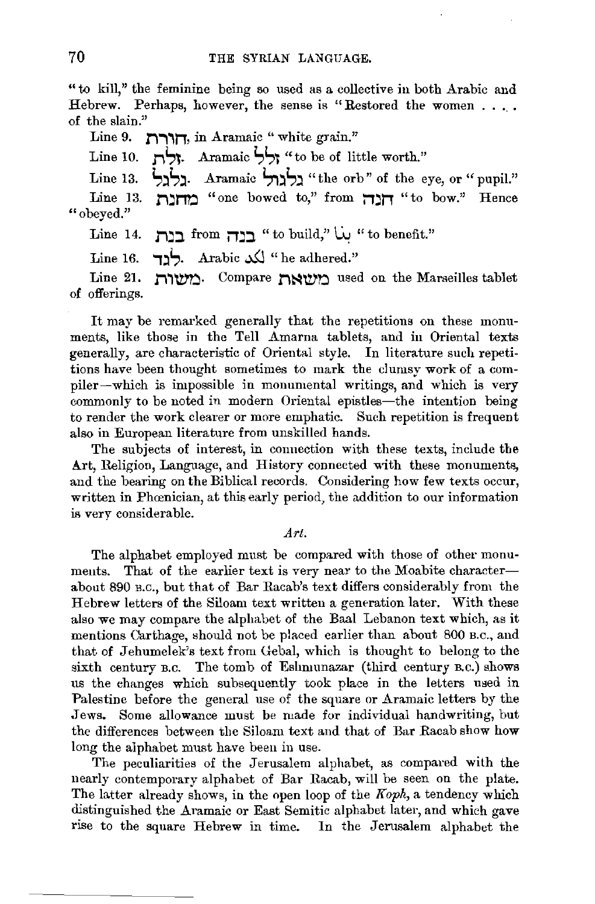"to kill," the feminine being so used as a collective in both Arabic and Hebrew. Perhaps, however, the sense is "Restored the women . . . . of the slain."

Line 9. חורת, in Aramaic "white grain."

Line 10. זלת. Aramaic זלל "to be of little worth."

Line 13. גלגל. Aramaic גלגול "the orb" of the eye, or "pupil."

Line 13. מחנת "one bowed to," from חנה "to bow." Hence "obeyed."

Line 14. בנת from בנה "to build," بنى "to benefit."

Line 16. לכד. Arabic لكد "he adhered."

Line 21. משות. Compare משאת used on the Marseilles tablet of offerings.

It may be remarked generally that the repetitions on these monuments, like those in the Tell Amarna tablets, and in Oriental texts generally, are characteristic of Oriental style. In literature such repetitions have been thought sometimes to mark the clumsy work of a compiler—which is impossible in monumental writings, and which is very commonly to be noted in modern Oriental epistles—the intention being to render the work clearer or more emphatic. Such repetition is frequent also in European literature from unskilled hands.

The subjects of interest, in connection with these texts, include the Art, Religion, Language, and History connected with these monuments, and the bearing on the Biblical records. Considering how few texts occur, written in Phœnician, at this early period, the addition to our information is very considerable.

*Art.*

The alphabet employed must be compared with those of other monuments. That of the earlier text is very near to the Moabite character—about 890 B.C., but that of Bar Racab's text differs considerably from the Hebrew letters of the Siloam text written a generation later. With these also we may compare the alphabet of the Baal Lebanon text which, as it mentions Carthage, should not be placed earlier than about 800 B.C., and that of Jehumelek's text from Gebal, which is thought to belong to the sixth century B.C. The tomb of Eshmunazar (third century B.C.) shows us the changes which subsequently took place in the letters used in Palestine before the general use of the square or Aramaic letters by the Jews. Some allowance must be made for individual handwriting, but the differences between the Siloam text and that of Bar Racab show how long the alphabet must have been in use.

The peculiarities of the Jerusalem alphabet, as compared with the nearly contemporary alphabet of Bar Racab, will be seen on the plate. The latter already shows, in the open loop of the *Koph*, a tendency which distinguished the Aramaic or East Semitic alphabet later, and which gave rise to the square Hebrew in time. In the Jerusalem alphabet the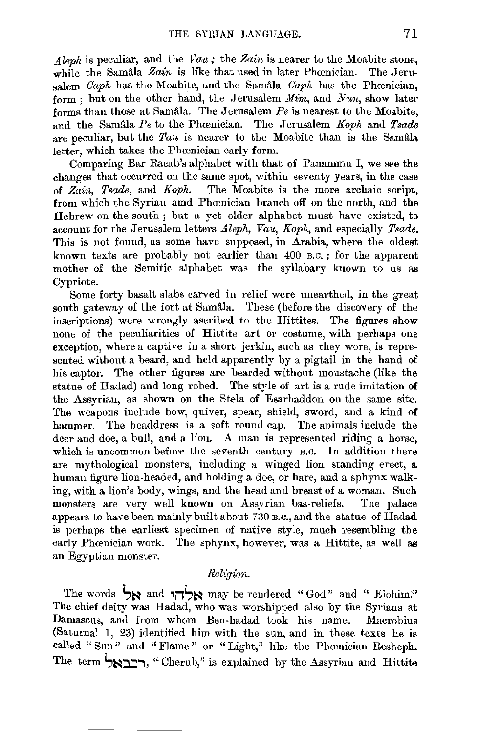*Aleph* is peculiar, and the *Vau;* the *Zain* is nearer to the Moabite stone, while the Samâla *Zain* is like that used in later Phœnician. The Jerusalem *Caph* has the Moabite, and the Samâla *Caph* has the Phœnician, form; but on the other hand, the Jerusalem *Mim*, and *Nun*, show later forms than those at Samâla. The Jerusalem *Pe* is nearest to the Moabite, and the Samâla *Pe* to the Phœnician. The Jerusalem *Koph* and *Tsade* are peculiar, but the *Tau* is nearer to the Moabite than is the Samâla letter, which takes the Phœnician early form.

Comparing Bar Racab's alphabet with that of Panammu I, we see the changes that occurred on the same spot, within seventy years, in the case of *Zain*, *Tsade*, and *Koph*. The Moabite is the more archaic script, from which the Syrian amd Phœnician branch off on the north, and the Hebrew on the south; but a yet older alphabet must have existed, to account for the Jerusalem letters *Aleph*, *Vau*, *Koph*, and especially *Tsade*. This is not found, as some have supposed, in Arabia, where the oldest known texts are probably not earlier than 400 B.C.; for the apparent mother of the Semitic alphabet was the syllabary known to us as Cypriote.

Some forty basalt slabs carved in relief were unearthed, in the great south gateway of the fort at Samâla. These (before the discovery of the inscriptions) were wrongly ascribed to the Hittites. The figures show none of the peculiarities of Hittite art or costume, with perhaps one exception, where a captive in a short jerkin, such as they wore, is represented without a beard, and held apparently by a pigtail in the hand of his captor. The other figures are bearded without moustache (like the statue of Hadad) and long robed. The style of art is a rude imitation of the Assyrian, as shown on the Stela of Esarhaddon on the same site. The weapons include bow, quiver, spear, shield, sword, and a kind of hammer. The headdress is a soft round cap. The animals include the deer and doe, a bull, and a lion. A man is represented riding a horse, which is uncommon before the seventh century B.C. In addition there are mythological monsters, including a winged lion standing erect, a human figure lion-headed, and holding a doe, or hare, and a sphynx walking, with a lion's body, wings, and the head and breast of a woman. Such monsters are very well known on Assyrian bas-reliefs. The palace appears to have been mainly built about 730 B.C., and the statue of Hadad is perhaps the earliest specimen of native style, much resembling the early Phœnician work. The sphynx, however, was a Hittite, as well as an Egyptian monster.

### *Religion.*

The words אל and אלהי may be rendered "God" and "Elohim." The chief deity was Hadad, who was worshipped also by the Syrians at Damascus, and from whom Ben-hadad took his name. Macrobius (Saturnal 1, 23) identified him with the sun, and in these texts he is called "Sun" and "Flame" or "Light," like the Phœnician Resheph. The term רכבאל, "Cherub," is explained by the Assyrian and Hittite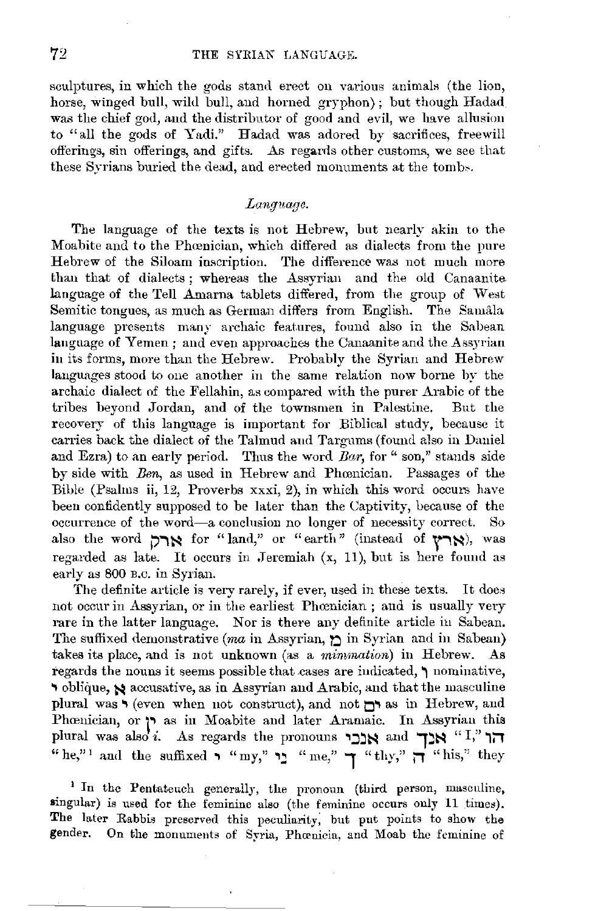sculptures, in which the gods stand erect on various animals (the lion, horse, winged bull, wild bull, and horned gryphon); but though Hadad was the chief god, and the distributor of good and evil, we have allusion to "all the gods of Yadi." Hadad was adored by sacrifices, freewill offerings, sin offerings, and gifts. As regards other customs, we see that these Syrians buried the dead, and erected monuments at the tombs.

### *Language.*

The language of the texts is not Hebrew, but nearly akin to the Moabite and to the Phœnician, which differed as dialects from the pure Hebrew of the Siloam inscription. The difference was not much more than that of dialects; whereas the Assyrian and the old Canaanite language of the Tell Amarna tablets differed, from the group of West Semitic tongues, as much as German differs from English. The Samâla language presents many archaic features, found also in the Sabean language of Yemen; and even approaches the Canaanite and the Assyrian in its forms, more than the Hebrew. Probably the Syrian and Hebrew languages stood to one another in the same relation now borne by the archaic dialect of the Fellahin, as compared with the purer Arabic of the tribes beyond Jordan, and of the townsmen in Palestine. But the recovery of this language is important for Biblical study, because it carries back the dialect of the Talmud and Targums (found also in Daniel and Ezra) to an early period. Thus the word *Bar*, for "son," stands side by side with *Ben*, as used in Hebrew and Phœnician. Passages of the Bible (Psalms ii, 12, Proverbs xxxi, 2), in which this word occurs have been confidently supposed to be later than the Captivity, because of the occurrence of the word—a conclusion no longer of necessity correct. So also the word ארק for "land," or "earth" (instead of ארץ), was regarded as late. It occurs in Jeremiah (x, 11), but is here found as early as 800 B.C. in Syrian.

The definite article is very rarely, if ever, used in these texts. It does not occur in Assyrian, or in the earliest Phœnician; and is usually very rare in the latter language. Nor is there any definite article in Sabean. The suffixed demonstrative (*ma* in Assyrian, מ in Syrian and in Sabean) takes its place, and is not unknown (as a *mimmation*) in Hebrew. As regards the nouns it seems possible that cases are indicated, ו nominative, י oblique, א accusative, as in Assyrian and Arabic, and that the masculine plural was י (even when not construct), and not ים as in Hebrew, and Phœnician, or ין as in Moabite and later Aramaic. In Assyrian this plural was also *i*. As regards the pronouns אנכי and אנך "I," הו "he,"[1] and the suffixed י "my," ני "me," ך "thy," ה "his," they

[1] In the Pentateuch generally, the pronoun (third person, masculine, singular) is used for the feminine also (the feminine occurs only 11 times). The later Rabbis preserved this peculiarity, but put points to show the gender. On the monuments of Syria, Phœnicia, and Moab the feminine of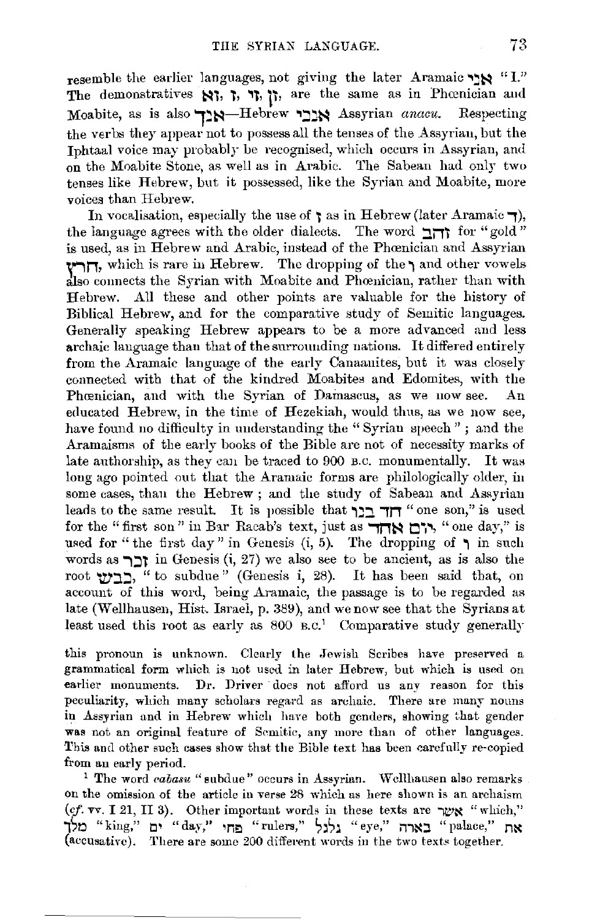resemble the earlier languages, not giving the later Aramaic אנה "I." The demonstratives זא, ז, זו, זן, are the same as in Phœnician and Moabite, as is also אנך—Hebrew אנכי Assyrian *anacu*. Respecting the verbs they appear not to possess all the tenses of the Assyrian, but the Iphtaal voice may probably be recognised, which occurs in Assyrian, and on the Moabite Stone, as well as in Arabic. The Sabean had only two tenses like Hebrew, but it possessed, like the Syrian and Moabite, more voices than Hebrew.

In vocalisation, especially the use of ז as in Hebrew (later Aramaic ד), the language agrees with the older dialects. The word זהב for "gold" is used, as in Hebrew and Arabic, instead of the Phœnician and Assyrian חרץ, which is rare in Hebrew. The dropping of the ו and other vowels also connects the Syrian with Moabite and Phœnician, rather than with Hebrew. All these and other points are valuable for the history of Biblical Hebrew, and for the comparative study of Semitic languages. Generally speaking Hebrew appears to be a more advanced and less archaic language than that of the surrounding nations. It differed entirely from the Aramaic language of the early Canaanites, but it was closely connected with that of the kindred Moabites and Edomites, with the Phœnician, and with the Syrian of Damascus, as we now see. An educated Hebrew, in the time of Hezekiah, would thus, as we now see, have found no difficulty in understanding the "Syrian speech"; and the Aramaisms of the early books of the Bible are not of necessity marks of late authorship, as they can be traced to 900 B.C. monumentally. It was long ago pointed out that the Aramaic forms are philologically older, in some cases, than the Hebrew; and the study of Sabean and Assyrian leads to the same result. It is possible that חד בנו "one son," is used for the "first son" in Bar Racab's text, just as יום אחד, "one day," is used for "the first day" in Genesis (i, 5). The dropping of ו in such words as זכר in Genesis (i, 27) we also see to be ancient, as is also the root כבש, "to subdue" (Genesis i, 28). It has been said that, on account of this word, being Aramaic, the passage is to be regarded as late (Wellhausen, Hist. Israel, p. 389), and we now see that the Syrians at least used this root as early as 800 B.C.[1] Comparative study generally

this pronoun is unknown. Clearly the Jewish Scribes have preserved a grammatical form which is not used in later Hebrew, but which is used on earlier monuments. Dr. Driver does not afford us any reason for this peculiarity, which many scholars regard as archaic. There are many nouns in Assyrian and in Hebrew which have both genders, showing that gender was not an original feature of Semitic, any more than of other languages. This and other such cases show that the Bible text has been carefully re-copied from an early period.

[1] The word *cabasu* "subdue" occurs in Assyrian. Wellhausen also remarks on the omission of the article in verse 28 which as here shown is an archaism (*cf.* vv. I 21, II 3). Other important words in these texts are אשר "which," מלך "king," ים "day," פחי "rulers," גלגל "eye," בארה "palace," את (accusative). There are some 200 different words in the two texts together.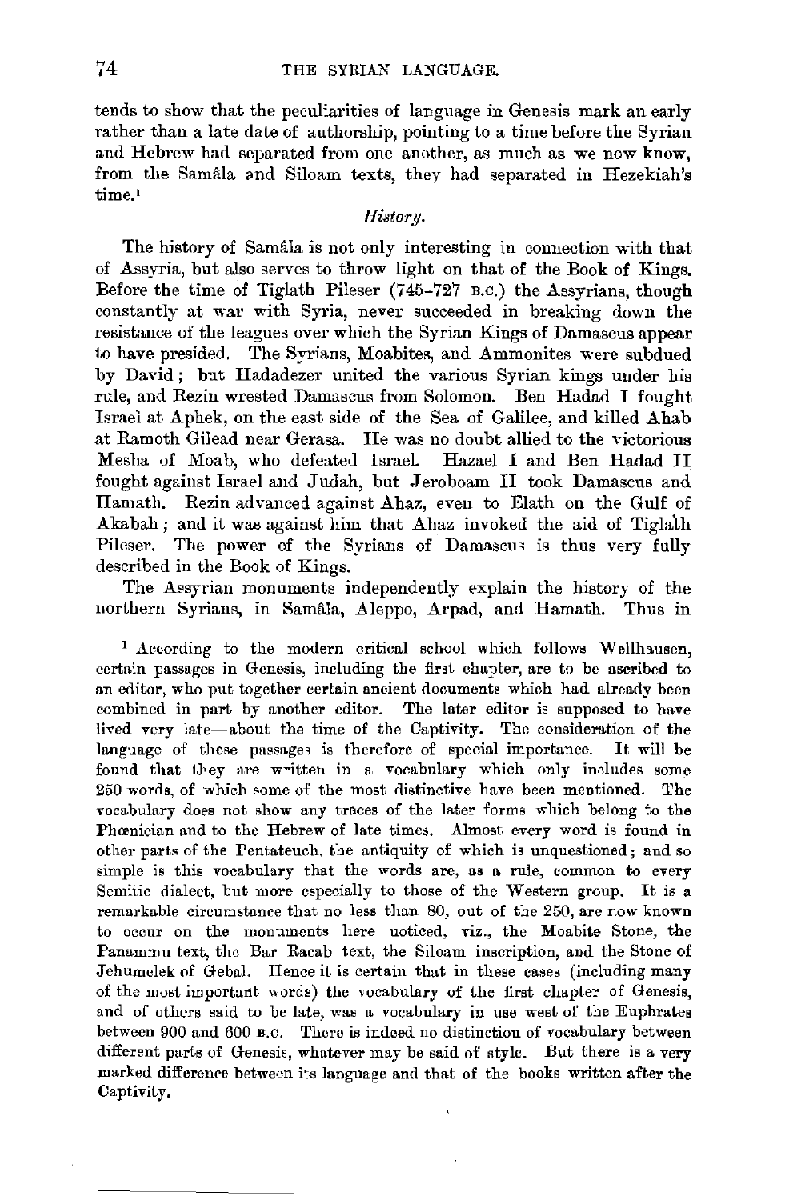tends to show that the peculiarities of language in Genesis mark an early rather than a late date of authorship, pointing to a time before the Syrian and Hebrew had separated from one another, as much as we now know, from the Samâla and Siloam texts, they had separated in Hezekiah's time.[1]

*History.*

The history of Samâla is not only interesting in connection with that of Assyria, but also serves to throw light on that of the Book of Kings. Before the time of Tiglath Pileser (745–727 B.C.) the Assyrians, though constantly at war with Syria, never succeeded in breaking down the resistance of the leagues over which the Syrian Kings of Damascus appear to have presided. The Syrians, Moabites, and Ammonites were subdued by David; but Hadadezer united the various Syrian kings under his rule, and Rezin wrested Damascus from Solomon. Ben Hadad I fought Israel at Aphek, on the east side of the Sea of Galilee, and killed Ahab at Ramoth Gilead near Gerasa. He was no doubt allied to the victorious Mesha of Moab, who defeated Israel. Hazael I and Ben Hadad II fought against Israel and Judah, but Jeroboam II took Damascus and Hamath. Rezin advanced against Ahaz, even to Elath on the Gulf of Akabah; and it was against him that Ahaz invoked the aid of Tiglath Pileser. The power of the Syrians of Damascus is thus very fully described in the Book of Kings.

The Assyrian monuments independently explain the history of the northern Syrians, in Samâla, Aleppo, Arpad, and Hamath. Thus in

[1] According to the modern critical school which follows Wellhausen, certain passages in Genesis, including the first chapter, are to be ascribed to an editor, who put together certain ancient documents which had already been combined in part by another editor. The later editor is supposed to have lived very late—about the time of the Captivity. The consideration of the language of these passages is therefore of special importance. It will be found that they are written in a vocabulary which only includes some 250 words, of which some of the most distinctive have been mentioned. The vocabulary does not show any traces of the later forms which belong to the Phœnician and to the Hebrew of late times. Almost every word is found in other parts of the Pentateuch, the antiquity of which is unquestioned; and so simple is this vocabulary that the words are, as a rule, common to every Semitic dialect, but more especially to those of the Western group. It is a remarkable circumstance that no less than 80, out of the 250, are now known to occur on the monuments here noticed, viz., the Moabite Stone, the Panammu text, the Bar Racab text, the Siloam inscription, and the Stone of Jehumelek of Gebal. Hence it is certain that in these cases (including many of the most important words) the vocabulary of the first chapter of Genesis, and of others said to be late, was a vocabulary in use west of the Euphrates between 900 and 600 B.C. There is indeed no distinction of vocabulary between different parts of Genesis, whatever may be said of style. But there is a very marked difference between its language and that of the books written after the Captivity.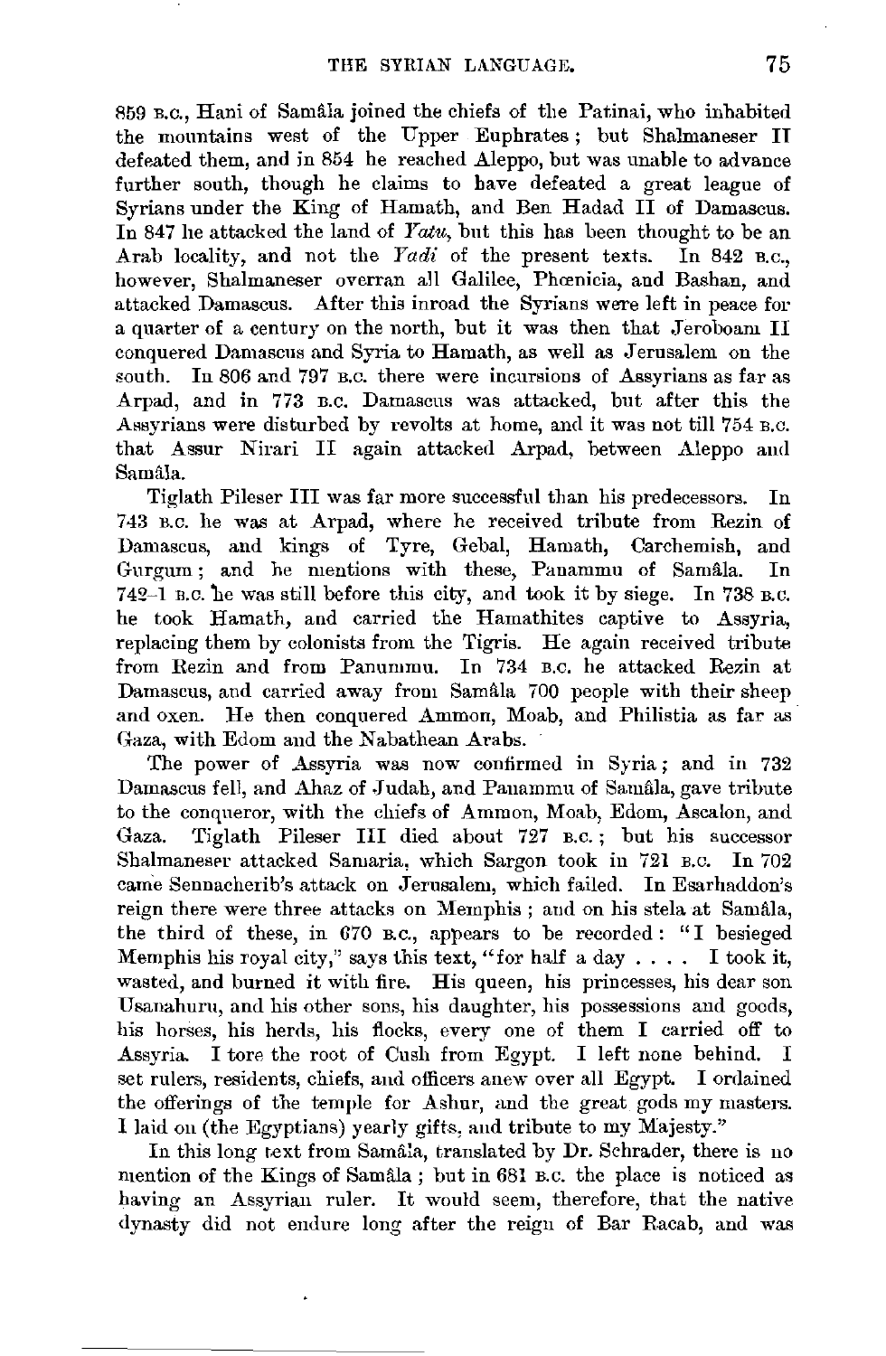859 B.C., Hani of Samâla joined the chiefs of the Patinai, who inhabited the mountains west of the Upper Euphrates; but Shalmaneser II defeated them, and in 854 he reached Aleppo, but was unable to advance further south, though he claims to have defeated a great league of Syrians under the King of Hamath, and Ben Hadad II of Damascus. In 847 he attacked the land of *Yatu*, but this has been thought to be an Arab locality, and not the *Yadi* of the present texts. In 842 B.C., however, Shalmaneser overran all Galilee, Phœnicia, and Bashan, and attacked Damascus. After this inroad the Syrians were left in peace for a quarter of a century on the north, but it was then that Jeroboam II conquered Damascus and Syria to Hamath, as well as Jerusalem on the south. In 806 and 797 B.C. there were incursions of Assyrians as far as Arpad, and in 773 B.C. Damascus was attacked, but after this the Assyrians were disturbed by revolts at home, and it was not till 754 B.C. that Assur Nirari II again attacked Arpad, between Aleppo and Samâla.

Tiglath Pileser III was far more successful than his predecessors. In 743 B.C. he was at Arpad, where he received tribute from Rezin of Damascus, and kings of Tyre, Gebal, Hamath, Carchemish, and Gurgum; and he mentions with these, Panammu of Samâla. In 742–1 B.C. he was still before this city, and took it by siege. In 738 B.C. he took Hamath, and carried the Hamathites captive to Assyria, replacing them by colonists from the Tigris. He again received tribute from Rezin and from Panammu. In 734 B.C. he attacked Rezin at Damascus, and carried away from Samâla 700 people with their sheep and oxen. He then conquered Ammon, Moab, and Philistia as far as Gaza, with Edom and the Nabathean Arabs.

The power of Assyria was now confirmed in Syria; and in 732 Damascus fell, and Ahaz of Judah, and Panammu of Samâla, gave tribute to the conqueror, with the chiefs of Ammon, Moab, Edom, Ascalon, and Gaza. Tiglath Pileser III died about 727 B.C.; but his successor Shalmaneser attacked Samaria, which Sargon took in 721 B.C. In 702 came Sennacherib's attack on Jerusalem, which failed. In Esarhaddon's reign there were three attacks on Memphis; and on his stela at Samâla, the third of these, in 670 B.C., appears to be recorded: "I besieged Memphis his royal city," says this text, "for half a day . . . . I took it, wasted, and burned it with fire. His queen, his princesses, his dear son Usanahuru, and his other sons, his daughter, his possessions and goods, his horses, his herds, his flocks, every one of them I carried off to Assyria. I tore the root of Cush from Egypt. I left none behind. I set rulers, residents, chiefs, and officers anew over all Egypt. I ordained the offerings of the temple for Ashur, and the great gods my masters. I laid on (the Egyptians) yearly gifts, and tribute to my Majesty."

In this long text from Samâla, translated by Dr. Schrader, there is no mention of the Kings of Samâla; but in 681 B.C. the place is noticed as having an Assyrian ruler. It would seem, therefore, that the native dynasty did not endure long after the reign of Bar Racab, and was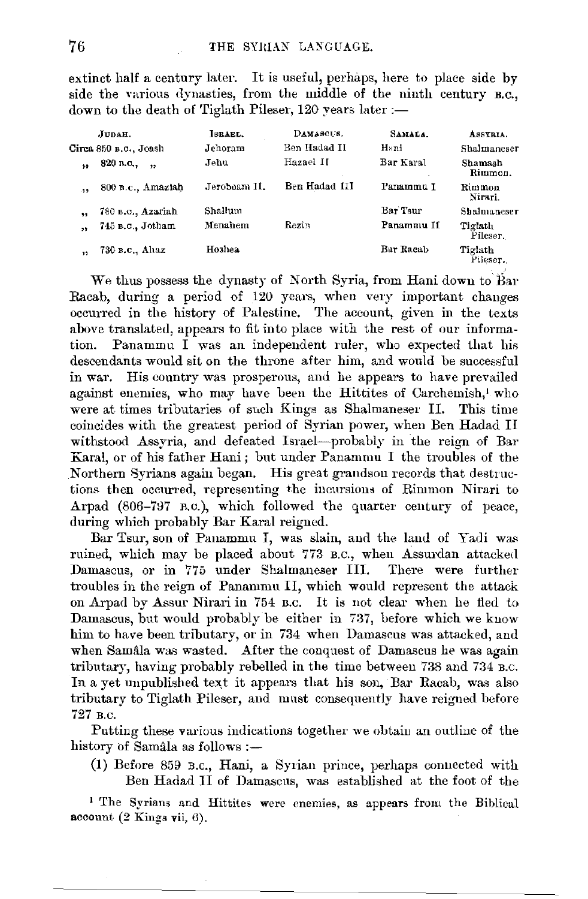extinct half a century later. It is useful, perhaps, here to place side by side the various dynasties, from the middle of the ninth century B.C., down to the death of Tiglath Pileser, 120 years later :—

| JUDAH. | ISRAEL. | DAMASCUS. | SAMALA. | ASSYRIA. |
|---|---|---|---|---|
| Circa 850 B.C., Joash | Jehoram | Ben Hadad II | Hani | Shalmaneser |
| „ 820 B.C., „ | Jehu | Hazael II | Bar Karal | Shamash Rimmon. |
| „ 800 B.C., Amaziah | Jeroboam II. | Ben Hadad III | Panammu I | Rimmon Nirari. |
| „ 780 B.C., Azariah | Shallum | | Bar Tsur | Shalmaneser |
| „ 745 B.C., Jotham | Menahem | Rezin | Panammu II | Tiglath Pileser. |
| „ 730 B.C., Ahaz | Hoshea | | Bar Racab | Tiglath Pileser. |

We thus possess the dynasty of North Syria, from Hani down to Bar Racab, during a period of 120 years, when very important changes occurred in the history of Palestine. The account, given in the texts above translated, appears to fit into place with the rest of our information. Panammu I was an independent ruler, who expected that his descendants would sit on the throne after him, and would be successful in war. His country was prosperous, and he appears to have prevailed against enemies, who may have been the Hittites of Carchemish,[1] who were at times tributaries of such Kings as Shalmaneser II. This time coincides with the greatest period of Syrian power, when Ben Hadad II withstood Assyria, and defeated Israel—probably in the reign of Bar Karal, or of his father Hani; but under Panammu I the troubles of the Northern Syrians again began. His great grandson records that destructions then occurred, representing the incursions of Rimmon Nirari to Arpad (806–797 B.C.), which followed the quarter century of peace, during which probably Bar Karal reigned.

Bar Tsur, son of Panammu I, was slain, and the land of Yadi was ruined, which may be placed about 773 B.C., when Assurdan attacked Damascus, or in 775 under Shalmaneser III. There were further troubles in the reign of Panammu II, which would represent the attack on Arpad by Assur Nirari in 754 B.C. It is not clear when he fled to Damascus, but would probably be either in 737, before which we know him to have been tributary, or in 734 when Damascus was attacked, and when Samâla was wasted. After the conquest of Damascus he was again tributary, having probably rebelled in the time between 738 and 734 B.C. In a yet unpublished text it appears that his son, Bar Racab, was also tributary to Tiglath Pileser, and must consequently have reigned before 727 B.C.

Putting these various indications together we obtain an outline of the history of Samâla as follows :—

(1) Before 859 B.C., Hani, a Syrian prince, perhaps connected with Ben Hadad II of Damascus, was established at the foot of the

[1] The Syrians and Hittites were enemies, as appears from the Biblical account (2 Kings vii, 6).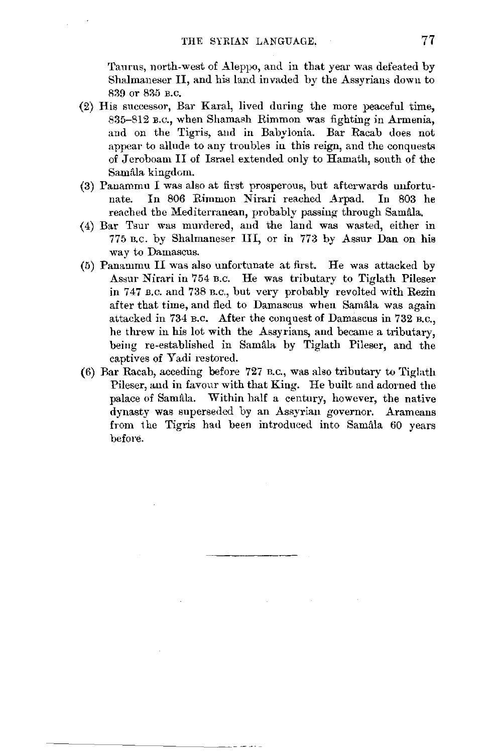Taurus, north-west of Aleppo, and in that year was defeated by Shalmaneser II, and his land invaded by the Assyrians down to 839 or 835 B.C.

(2) His successor, Bar Karal, lived during the more peaceful time, 835–812 B.C., when Shamash Rimmon was fighting in Armenia, and on the Tigris, and in Babylonia. Bar Racab does not appear to allude to any troubles in this reign, and the conquests of Jeroboam II of Israel extended only to Hamath, south of the Samâla kingdom.

(3) Panammu I was also at first prosperous, but afterwards unfortunate. In 806 Rimmon Nirari reached Arpad. In 803 he reached the Mediterranean, probably passing through Samâla.

(4) Bar Tsur was murdered, and the land was wasted, either in 775 B.C. by Shalmaneser III, or in 773 by Assur Dan on his way to Damascus.

(5) Panammu II was also unfortunate at first. He was attacked by Assur Nirari in 754 B.C. He was tributary to Tiglath Pileser in 747 B.C. and 738 B.C., but very probably revolted with Rezin after that time, and fled to Damascus when Samâla was again attacked in 734 B.C. After the conquest of Damascus in 732 B.C., he threw in his lot with the Assyrians, and became a tributary, being re-established in Samâla by Tiglath Pileser, and the captives of Yadi restored.

(6) Bar Racab, acceding before 727 B.C., was also tributary to Tiglath Pileser, and in favour with that King. He built and adorned the palace of Samâla. Within half a century, however, the native dynasty was superseded by an Assyrian governor. Arameans from the Tigris had been introduced into Samâla 60 years before.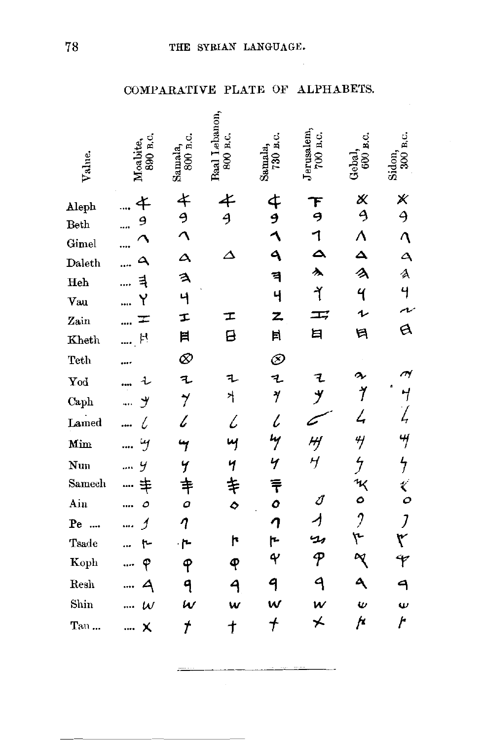## COMPARATIVE PLATE OF ALPHABETS.

| Value. | Moabite, 890 B.C. | Samala, 800 B.C. | Baal Lebanon, 800 B.C. | Samala, 730 B.C. | Jerusalem, 700 B.C. | Gebal, 600 B.C. | Sidon, 300 B.C. |
|---|---|---|---|---|---|---|---|
| Aleph | ... | | | | | | |
| Beth | ... | | | | | | |
| Gimel | ... | | | | | | |
| Daleth | ... | | | | | | |
| Heh | ... | | | | | | |
| Vau | ... | | | | | | |
| Zain | ... | | | | | | |
| Kheth | ... | | | | | | |
| Teth | ... | | | | | | |
| Yod | ... | | | | | | |
| Caph | ... | | | | | | |
| Lamed | ... | | | | | | |
| Mim | ... | | | | | | |
| Nun | ... | | | | | | |
| Samech | ... | | | | | | |
| Ain | ... | | | | | | |
| Pe .... | ... | | | | | | |
| Tsade | ... | | | | | | |
| Koph | ... | | | | | | |
| Resh | ... | | | | | | |
| Shin | ... | | | | | | |
| Tau ... | ... | | | | | | |